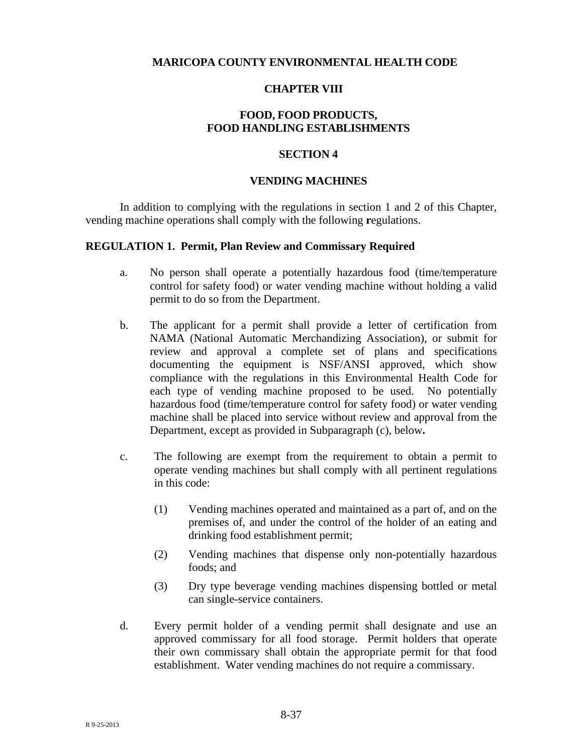# MARICOPA COUNTY ENVIRONMENTAL HEALTH CODE

## CHAPTER VIII

## FOOD, FOOD PRODUCTS, FOOD HANDLING ESTABLISHMENTS

## SECTION 4

## VENDING MACHINES

In addition to complying with the regulations in section 1 and 2 of this Chapter, vending machine operations shall comply with the following **r**egulations.

### REGULATION 1. Permit, Plan Review and Commissary Required

a. No person shall operate a potentially hazardous food (time/temperature control for safety food) or water vending machine without holding a valid permit to do so from the Department.

b. The applicant for a permit shall provide a letter of certification from NAMA (National Automatic Merchandizing Association), or submit for review and approval a complete set of plans and specifications documenting the equipment is NSF/ANSI approved, which show compliance with the regulations in this Environmental Health Code for each type of vending machine proposed to be used. No potentially hazardous food (time/temperature control for safety food) or water vending machine shall be placed into service without review and approval from the Department, except as provided in Subparagraph (c), below**.**

c. The following are exempt from the requirement to obtain a permit to operate vending machines but shall comply with all pertinent regulations in this code:

   (1) Vending machines operated and maintained as a part of, and on the premises of, and under the control of the holder of an eating and drinking food establishment permit;

   (2) Vending machines that dispense only non-potentially hazardous foods; and

   (3) Dry type beverage vending machines dispensing bottled or metal can single-service containers.

d. Every permit holder of a vending permit shall designate and use an approved commissary for all food storage. Permit holders that operate their own commissary shall obtain the appropriate permit for that food establishment. Water vending machines do not require a commissary.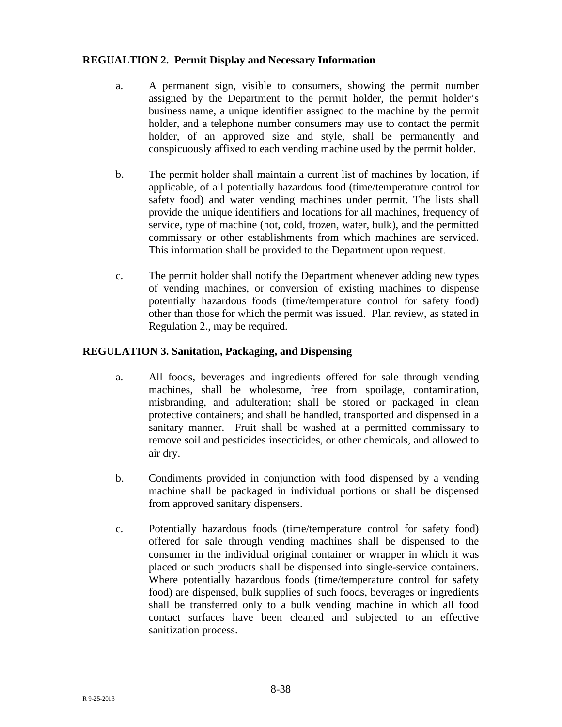**REGUALTION 2. Permit Display and Necessary Information**

a. A permanent sign, visible to consumers, showing the permit number assigned by the Department to the permit holder, the permit holder's business name, a unique identifier assigned to the machine by the permit holder, and a telephone number consumers may use to contact the permit holder, of an approved size and style, shall be permanently and conspicuously affixed to each vending machine used by the permit holder.

b. The permit holder shall maintain a current list of machines by location, if applicable, of all potentially hazardous food (time/temperature control for safety food) and water vending machines under permit. The lists shall provide the unique identifiers and locations for all machines, frequency of service, type of machine (hot, cold, frozen, water, bulk), and the permitted commissary or other establishments from which machines are serviced. This information shall be provided to the Department upon request.

c. The permit holder shall notify the Department whenever adding new types of vending machines, or conversion of existing machines to dispense potentially hazardous foods (time/temperature control for safety food) other than those for which the permit was issued. Plan review, as stated in Regulation 2., may be required.

**REGULATION 3. Sanitation, Packaging, and Dispensing**

a. All foods, beverages and ingredients offered for sale through vending machines, shall be wholesome, free from spoilage, contamination, misbranding, and adulteration; shall be stored or packaged in clean protective containers; and shall be handled, transported and dispensed in a sanitary manner. Fruit shall be washed at a permitted commissary to remove soil and pesticides insecticides, or other chemicals, and allowed to air dry.

b. Condiments provided in conjunction with food dispensed by a vending machine shall be packaged in individual portions or shall be dispensed from approved sanitary dispensers.

c. Potentially hazardous foods (time/temperature control for safety food) offered for sale through vending machines shall be dispensed to the consumer in the individual original container or wrapper in which it was placed or such products shall be dispensed into single-service containers. Where potentially hazardous foods (time/temperature control for safety food) are dispensed, bulk supplies of such foods, beverages or ingredients shall be transferred only to a bulk vending machine in which all food contact surfaces have been cleaned and subjected to an effective sanitization process.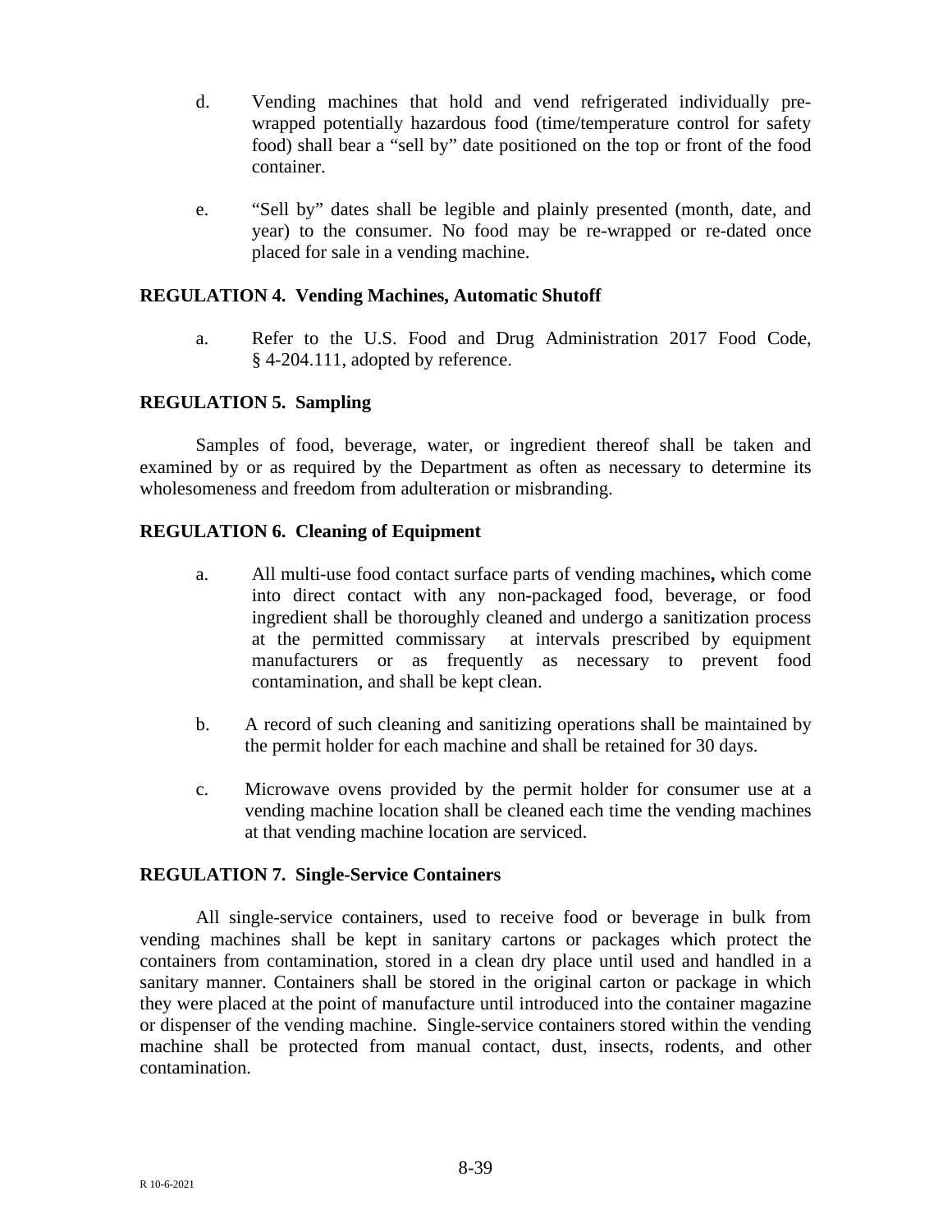d. Vending machines that hold and vend refrigerated individually pre-wrapped potentially hazardous food (time/temperature control for safety food) shall bear a "sell by" date positioned on the top or front of the food container.

e. "Sell by" dates shall be legible and plainly presented (month, date, and year) to the consumer. No food may be re-wrapped or re-dated once placed for sale in a vending machine.

## REGULATION 4. Vending Machines, Automatic Shutoff

a. Refer to the U.S. Food and Drug Administration 2017 Food Code, § 4-204.111, adopted by reference.

## REGULATION 5. Sampling

Samples of food, beverage, water, or ingredient thereof shall be taken and examined by or as required by the Department as often as necessary to determine its wholesomeness and freedom from adulteration or misbranding.

## REGULATION 6. Cleaning of Equipment

a. All multi-use food contact surface parts of vending machines**,** which come into direct contact with any non-packaged food, beverage, or food ingredient shall be thoroughly cleaned and undergo a sanitization process at the permitted commissary at intervals prescribed by equipment manufacturers or as frequently as necessary to prevent food contamination, and shall be kept clean.

b. A record of such cleaning and sanitizing operations shall be maintained by the permit holder for each machine and shall be retained for 30 days.

c. Microwave ovens provided by the permit holder for consumer use at a vending machine location shall be cleaned each time the vending machines at that vending machine location are serviced.

## REGULATION 7. Single-Service Containers

All single-service containers, used to receive food or beverage in bulk from vending machines shall be kept in sanitary cartons or packages which protect the containers from contamination, stored in a clean dry place until used and handled in a sanitary manner. Containers shall be stored in the original carton or package in which they were placed at the point of manufacture until introduced into the container magazine or dispenser of the vending machine. Single-service containers stored within the vending machine shall be protected from manual contact, dust, insects, rodents, and other contamination.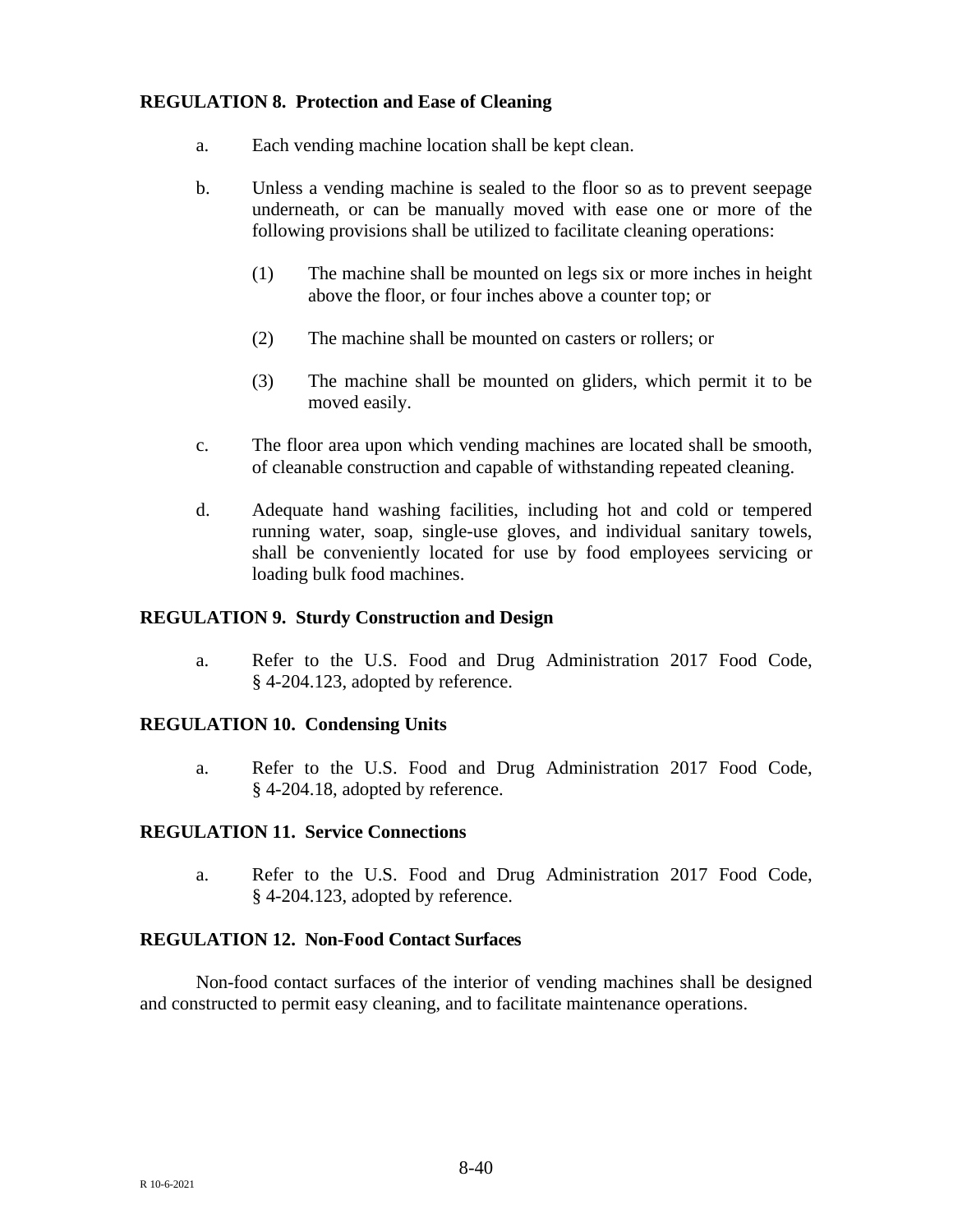## REGULATION 8. Protection and Ease of Cleaning

a. Each vending machine location shall be kept clean.

b. Unless a vending machine is sealed to the floor so as to prevent seepage underneath, or can be manually moved with ease one or more of the following provisions shall be utilized to facilitate cleaning operations:

   (1) The machine shall be mounted on legs six or more inches in height above the floor, or four inches above a counter top; or

   (2) The machine shall be mounted on casters or rollers; or

   (3) The machine shall be mounted on gliders, which permit it to be moved easily.

c. The floor area upon which vending machines are located shall be smooth, of cleanable construction and capable of withstanding repeated cleaning.

d. Adequate hand washing facilities, including hot and cold or tempered running water, soap, single-use gloves, and individual sanitary towels, shall be conveniently located for use by food employees servicing or loading bulk food machines.

## REGULATION 9. Sturdy Construction and Design

a. Refer to the U.S. Food and Drug Administration 2017 Food Code, § 4-204.123, adopted by reference.

## REGULATION 10. Condensing Units

a. Refer to the U.S. Food and Drug Administration 2017 Food Code, § 4-204.18, adopted by reference.

## REGULATION 11. Service Connections

a. Refer to the U.S. Food and Drug Administration 2017 Food Code, § 4-204.123, adopted by reference.

## REGULATION 12. Non-Food Contact Surfaces

Non-food contact surfaces of the interior of vending machines shall be designed and constructed to permit easy cleaning, and to facilitate maintenance operations.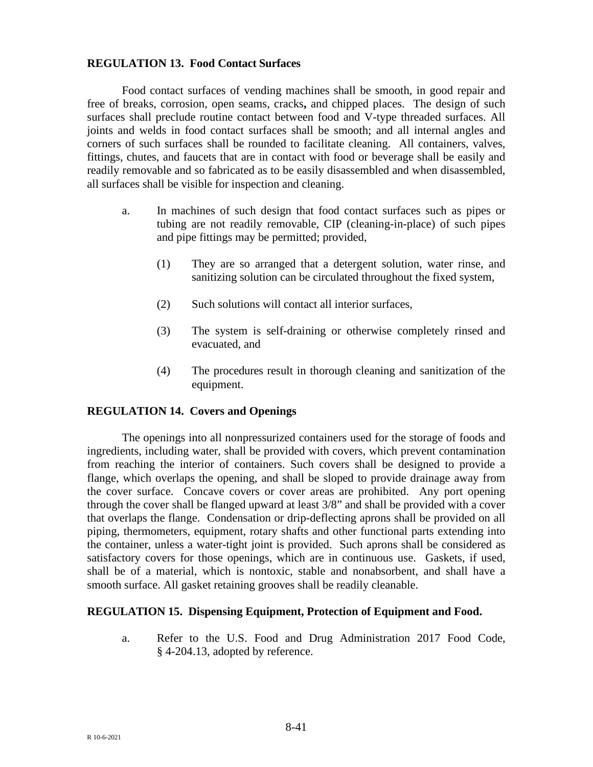**REGULATION 13. Food Contact Surfaces**

Food contact surfaces of vending machines shall be smooth, in good repair and free of breaks, corrosion, open seams, cracks**,** and chipped places. The design of such surfaces shall preclude routine contact between food and V-type threaded surfaces. All joints and welds in food contact surfaces shall be smooth; and all internal angles and corners of such surfaces shall be rounded to facilitate cleaning. All containers, valves, fittings, chutes, and faucets that are in contact with food or beverage shall be easily and readily removable and so fabricated as to be easily disassembled and when disassembled, all surfaces shall be visible for inspection and cleaning.

a. In machines of such design that food contact surfaces such as pipes or tubing are not readily removable, CIP (cleaning-in-place) of such pipes and pipe fittings may be permitted; provided,

   (1) They are so arranged that a detergent solution, water rinse, and sanitizing solution can be circulated throughout the fixed system,

   (2) Such solutions will contact all interior surfaces,

   (3) The system is self-draining or otherwise completely rinsed and evacuated, and

   (4) The procedures result in thorough cleaning and sanitization of the equipment.

**REGULATION 14. Covers and Openings**

The openings into all nonpressurized containers used for the storage of foods and ingredients, including water, shall be provided with covers, which prevent contamination from reaching the interior of containers. Such covers shall be designed to provide a flange, which overlaps the opening, and shall be sloped to provide drainage away from the cover surface. Concave covers or cover areas are prohibited. Any port opening through the cover shall be flanged upward at least 3/8" and shall be provided with a cover that overlaps the flange. Condensation or drip-deflecting aprons shall be provided on all piping, thermometers, equipment, rotary shafts and other functional parts extending into the container, unless a water-tight joint is provided. Such aprons shall be considered as satisfactory covers for those openings, which are in continuous use. Gaskets, if used, shall be of a material, which is nontoxic, stable and nonabsorbent, and shall have a smooth surface. All gasket retaining grooves shall be readily cleanable.

**REGULATION 15. Dispensing Equipment, Protection of Equipment and Food.**

a. Refer to the U.S. Food and Drug Administration 2017 Food Code, § 4-204.13, adopted by reference.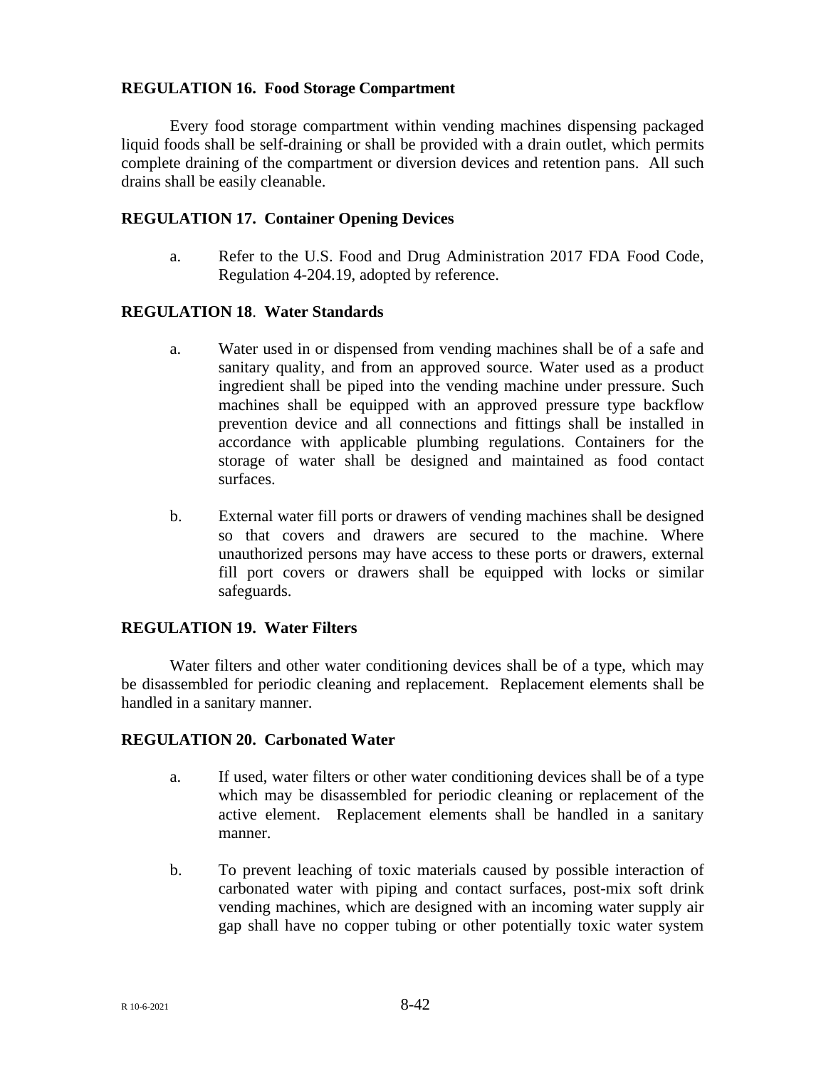**REGULATION 16. Food Storage Compartment**

Every food storage compartment within vending machines dispensing packaged liquid foods shall be self-draining or shall be provided with a drain outlet, which permits complete draining of the compartment or diversion devices and retention pans. All such drains shall be easily cleanable.

**REGULATION 17. Container Opening Devices**

a. Refer to the U.S. Food and Drug Administration 2017 FDA Food Code, Regulation 4-204.19, adopted by reference.

**REGULATION 18. Water Standards**

a. Water used in or dispensed from vending machines shall be of a safe and sanitary quality, and from an approved source. Water used as a product ingredient shall be piped into the vending machine under pressure. Such machines shall be equipped with an approved pressure type backflow prevention device and all connections and fittings shall be installed in accordance with applicable plumbing regulations. Containers for the storage of water shall be designed and maintained as food contact surfaces.

b. External water fill ports or drawers of vending machines shall be designed so that covers and drawers are secured to the machine. Where unauthorized persons may have access to these ports or drawers, external fill port covers or drawers shall be equipped with locks or similar safeguards.

**REGULATION 19. Water Filters**

Water filters and other water conditioning devices shall be of a type, which may be disassembled for periodic cleaning and replacement. Replacement elements shall be handled in a sanitary manner.

**REGULATION 20. Carbonated Water**

a. If used, water filters or other water conditioning devices shall be of a type which may be disassembled for periodic cleaning or replacement of the active element. Replacement elements shall be handled in a sanitary manner.

b. To prevent leaching of toxic materials caused by possible interaction of carbonated water with piping and contact surfaces, post-mix soft drink vending machines, which are designed with an incoming water supply air gap shall have no copper tubing or other potentially toxic water system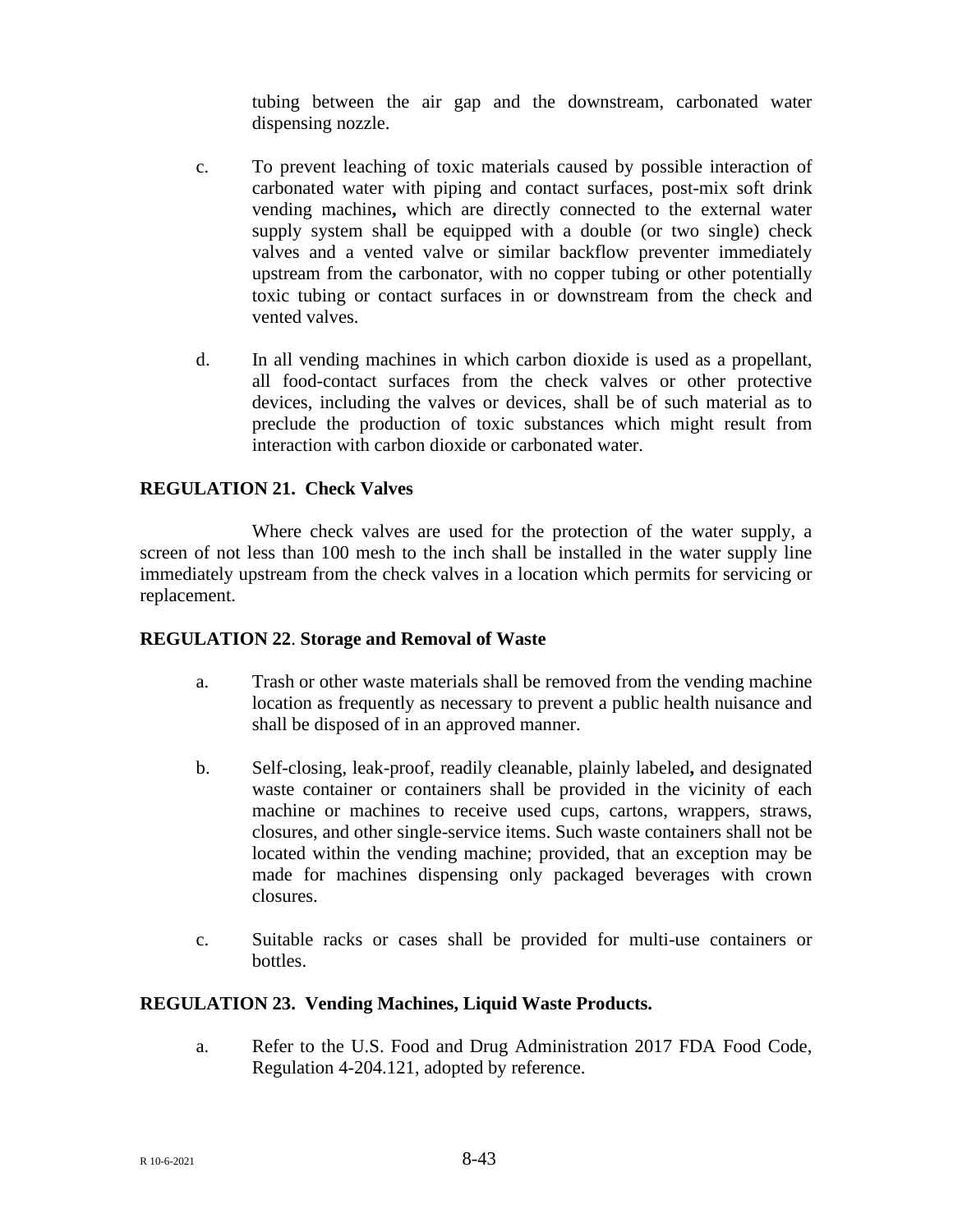tubing between the air gap and the downstream, carbonated water dispensing nozzle.

c. To prevent leaching of toxic materials caused by possible interaction of carbonated water with piping and contact surfaces, post-mix soft drink vending machines**,** which are directly connected to the external water supply system shall be equipped with a double (or two single) check valves and a vented valve or similar backflow preventer immediately upstream from the carbonator, with no copper tubing or other potentially toxic tubing or contact surfaces in or downstream from the check and vented valves.

d. In all vending machines in which carbon dioxide is used as a propellant, all food-contact surfaces from the check valves or other protective devices, including the valves or devices, shall be of such material as to preclude the production of toxic substances which might result from interaction with carbon dioxide or carbonated water.

**REGULATION 21. Check Valves**

Where check valves are used for the protection of the water supply, a screen of not less than 100 mesh to the inch shall be installed in the water supply line immediately upstream from the check valves in a location which permits for servicing or replacement.

**REGULATION 22**. **Storage and Removal of Waste**

a. Trash or other waste materials shall be removed from the vending machine location as frequently as necessary to prevent a public health nuisance and shall be disposed of in an approved manner.

b. Self-closing, leak-proof, readily cleanable, plainly labeled**,** and designated waste container or containers shall be provided in the vicinity of each machine or machines to receive used cups, cartons, wrappers, straws, closures, and other single-service items. Such waste containers shall not be located within the vending machine; provided, that an exception may be made for machines dispensing only packaged beverages with crown closures.

c. Suitable racks or cases shall be provided for multi-use containers or bottles.

**REGULATION 23. Vending Machines, Liquid Waste Products.**

a. Refer to the U.S. Food and Drug Administration 2017 FDA Food Code, Regulation 4-204.121, adopted by reference.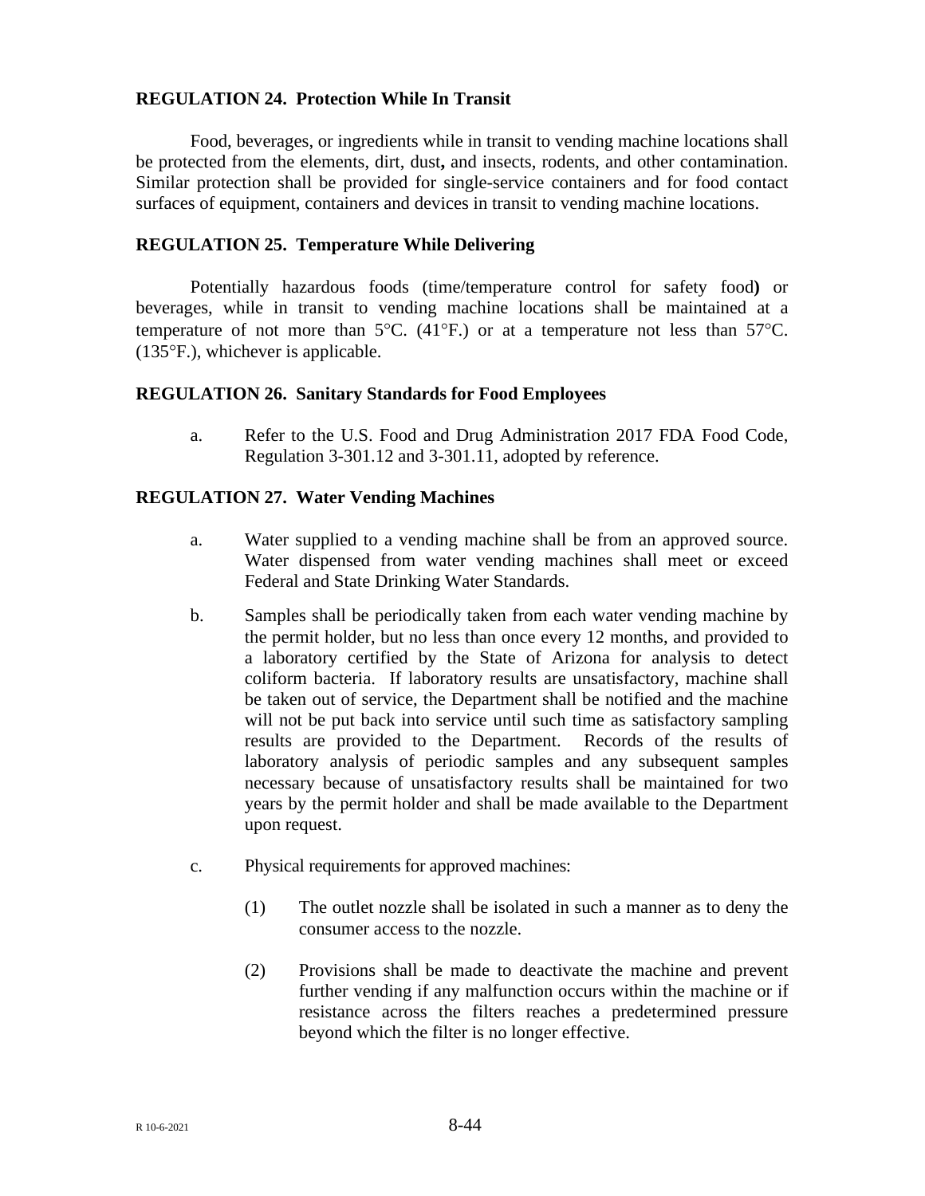**REGULATION 24. Protection While In Transit**

Food, beverages, or ingredients while in transit to vending machine locations shall be protected from the elements, dirt, dust, and insects, rodents, and other contamination. Similar protection shall be provided for single-service containers and for food contact surfaces of equipment, containers and devices in transit to vending machine locations.

**REGULATION 25. Temperature While Delivering**

Potentially hazardous foods (time/temperature control for safety food) or beverages, while in transit to vending machine locations shall be maintained at a temperature of not more than 5°C. (41°F.) or at a temperature not less than 57°C. (135°F.), whichever is applicable.

**REGULATION 26. Sanitary Standards for Food Employees**

a. Refer to the U.S. Food and Drug Administration 2017 FDA Food Code, Regulation 3-301.12 and 3-301.11, adopted by reference.

**REGULATION 27. Water Vending Machines**

a. Water supplied to a vending machine shall be from an approved source. Water dispensed from water vending machines shall meet or exceed Federal and State Drinking Water Standards.

b. Samples shall be periodically taken from each water vending machine by the permit holder, but no less than once every 12 months, and provided to a laboratory certified by the State of Arizona for analysis to detect coliform bacteria. If laboratory results are unsatisfactory, machine shall be taken out of service, the Department shall be notified and the machine will not be put back into service until such time as satisfactory sampling results are provided to the Department. Records of the results of laboratory analysis of periodic samples and any subsequent samples necessary because of unsatisfactory results shall be maintained for two years by the permit holder and shall be made available to the Department upon request.

c. Physical requirements for approved machines:

   (1) The outlet nozzle shall be isolated in such a manner as to deny the consumer access to the nozzle.

   (2) Provisions shall be made to deactivate the machine and prevent further vending if any malfunction occurs within the machine or if resistance across the filters reaches a predetermined pressure beyond which the filter is no longer effective.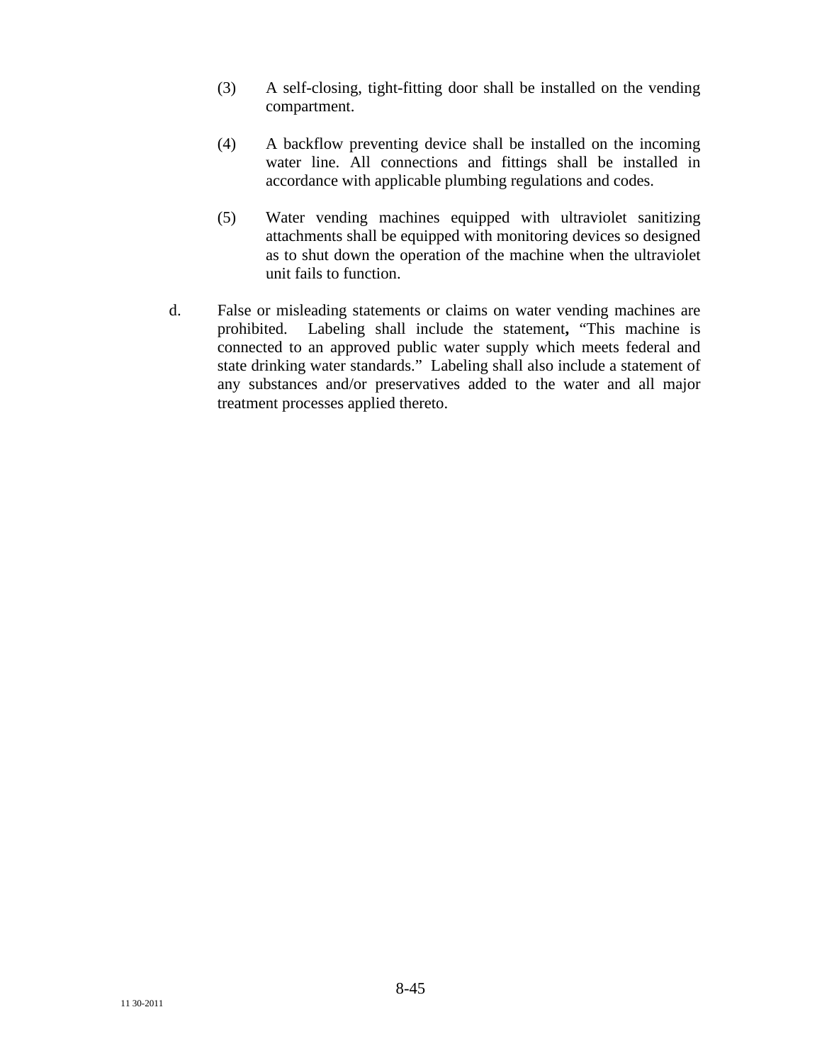(3) A self-closing, tight-fitting door shall be installed on the vending compartment.

(4) A backflow preventing device shall be installed on the incoming water line. All connections and fittings shall be installed in accordance with applicable plumbing regulations and codes.

(5) Water vending machines equipped with ultraviolet sanitizing attachments shall be equipped with monitoring devices so designed as to shut down the operation of the machine when the ultraviolet unit fails to function.

d. False or misleading statements or claims on water vending machines are prohibited. Labeling shall include the statement**,** “This machine is connected to an approved public water supply which meets federal and state drinking water standards.” Labeling shall also include a statement of any substances and/or preservatives added to the water and all major treatment processes applied thereto.